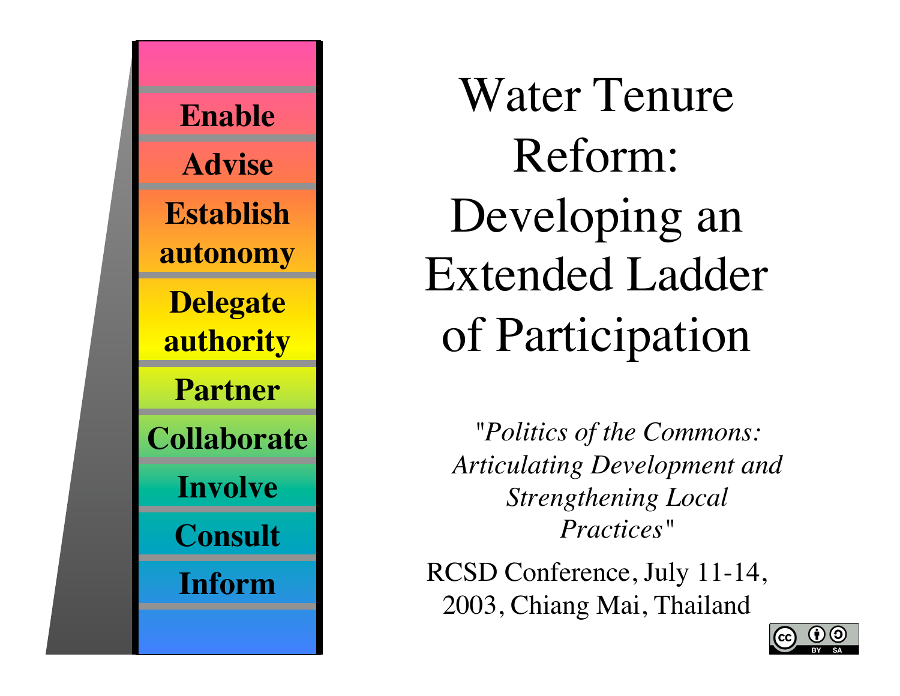Enable

Advise

Establish autonomy

Delegate authority

Partner

Collaborate

Involve

Consult

Inform

# Water Tenure Reform: Developing an Extended Ladder of Participation

*"Politics of the Commons: Articulating Development and Strengthening Local Practices"*

RCSD Conference, July 11-14, 2003, Chiang Mai, Thailand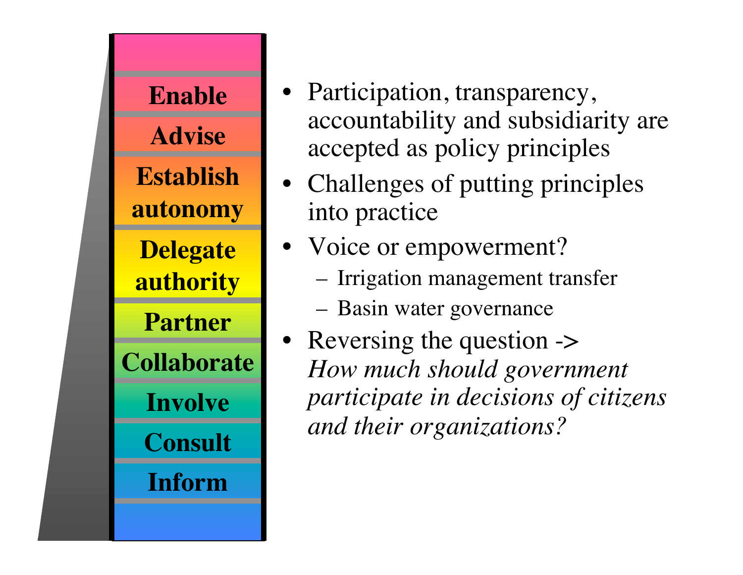- Enable
- Advise
- Establish autonomy
- Delegate authority
- Partner
- Collaborate
- Involve
- Consult
- Inform

- Participation, transparency, accountability and subsidiarity are accepted as policy principles
- Challenges of putting principles into practice
- Voice or empowerment?
  - Irrigation management transfer
  - Basin water governance
- Reversing the question -> *How much should government participate in decisions of citizens and their organizations?*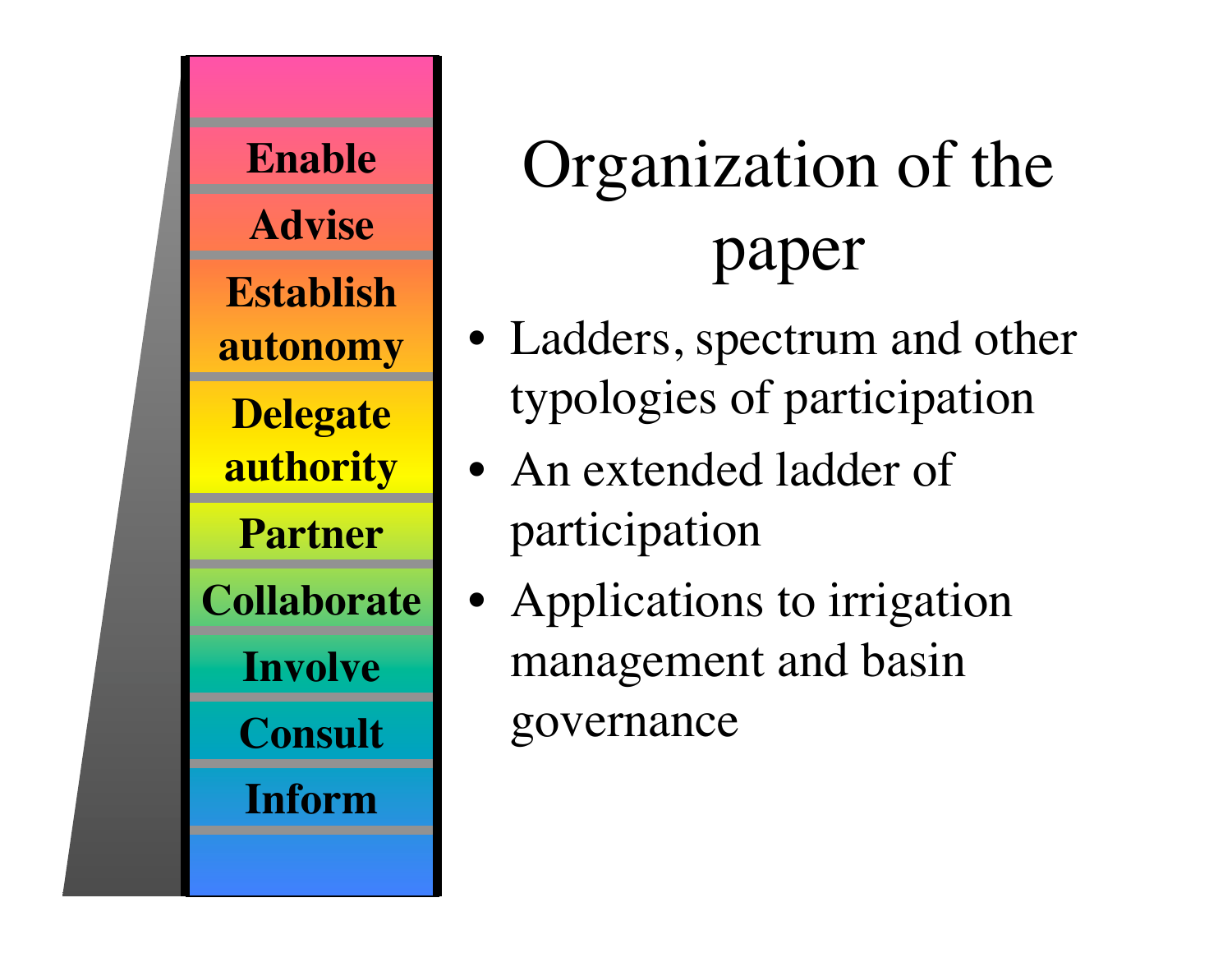Enable

Advise

Establish autonomy

Delegate authority

Partner

Collaborate

Involve

Consult

Inform

# Organization of the paper

- Ladders, spectrum and other typologies of participation
- An extended ladder of participation
- Applications to irrigation management and basin governance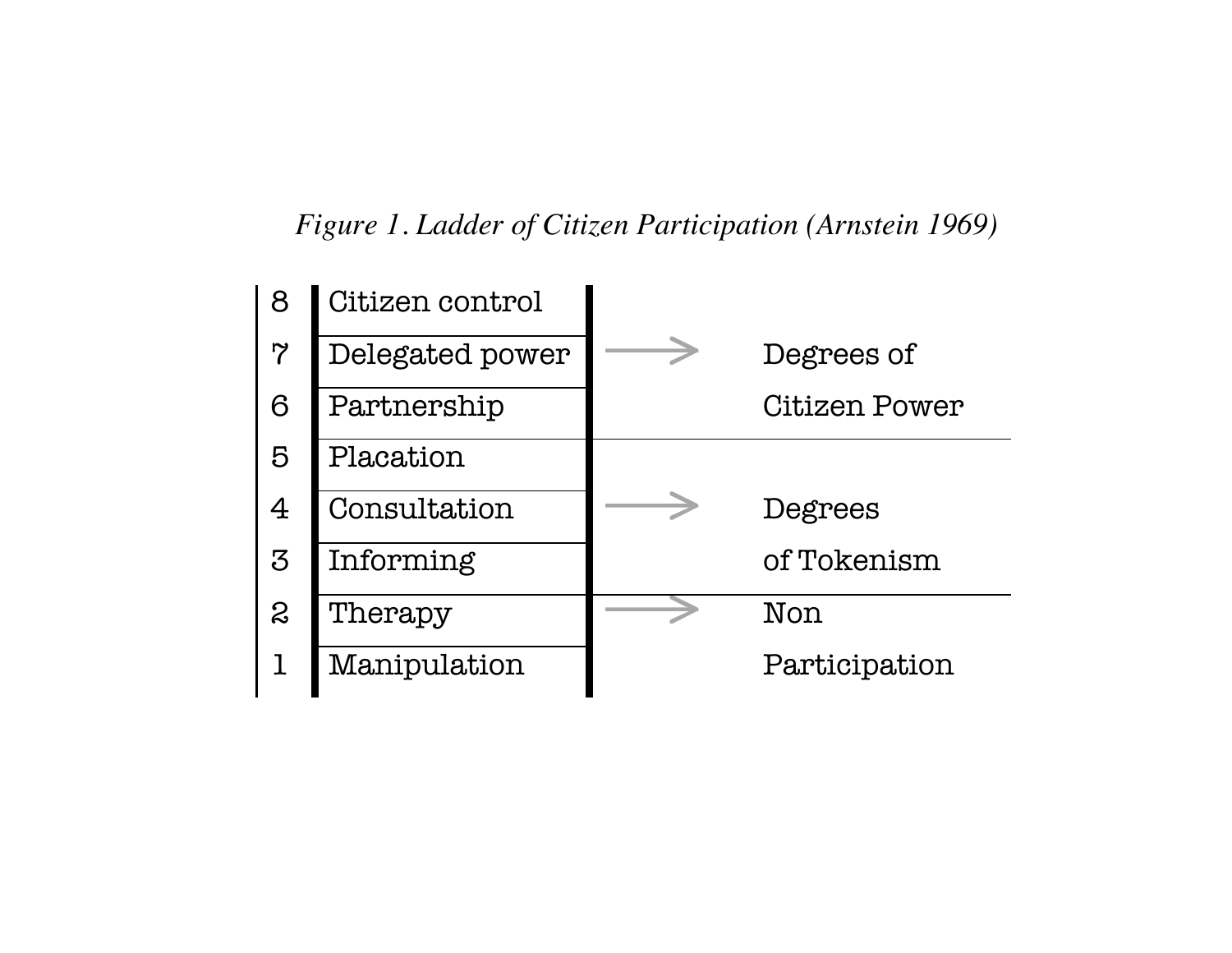*Figure 1. Ladder of Citizen Participation (Arnstein 1969)*

| | Rung | | Category |
|---|---|---|---|
| 8 | Citizen control | | |
| 7 | Delegated power | → | Degrees of Citizen Power |
| 6 | Partnership | | |
| 5 | Placation | | |
| 4 | Consultation | → | Degrees of Tokenism |
| 3 | Informing | | |
| 2 | Therapy | → | Non Participation |
| 1 | Manipulation | | |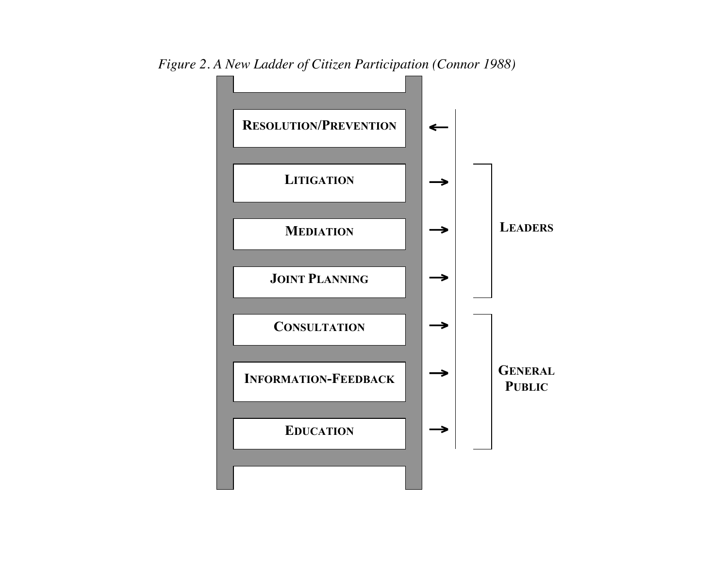*Figure 2. A New Ladder of Citizen Participation (Connor 1988)*

- RESOLUTION/PREVENTION
- LITIGATION
- MEDIATION
- JOINT PLANNING
- CONSULTATION
- INFORMATION-FEEDBACK
- EDUCATION

LEADERS: Litigation, Mediation, Joint Planning

GENERAL PUBLIC: Consultation, Information-Feedback, Education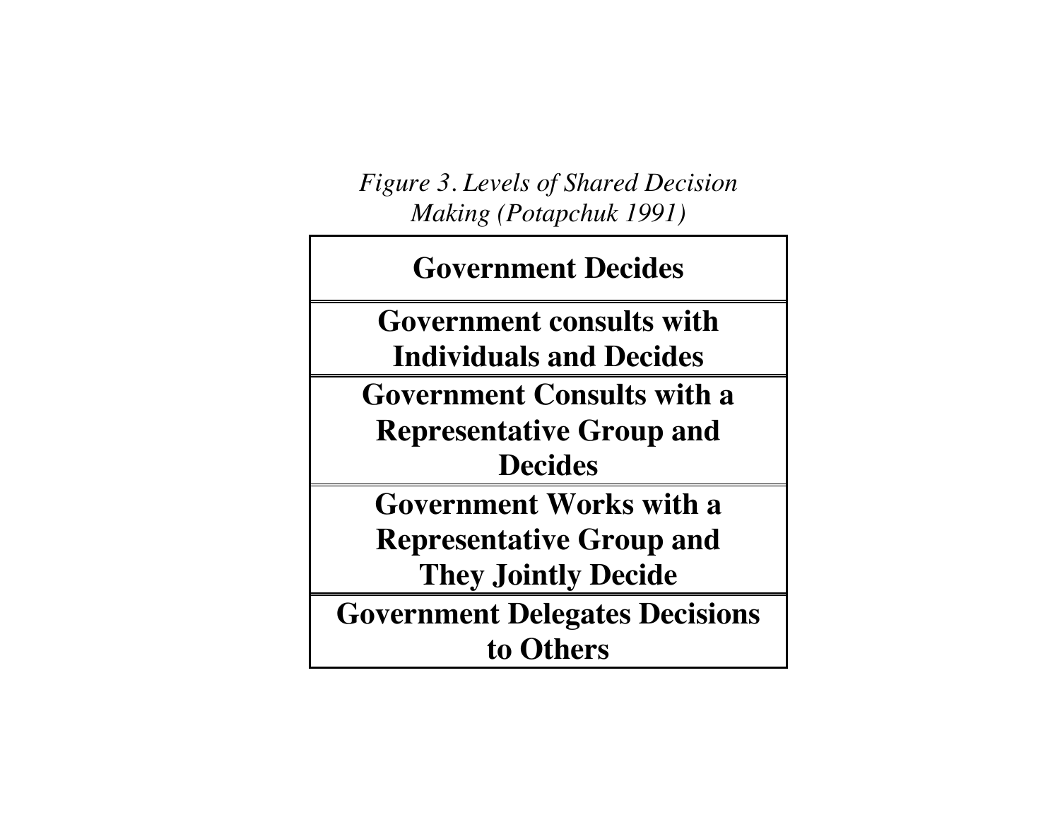*Figure 3. Levels of Shared Decision Making (Potapchuk 1991)*

| **Government Decides** |
|---|
| **Government consults with Individuals and Decides** |
| **Government Consults with a Representative Group and Decides** |
| **Government Works with a Representative Group and They Jointly Decide** |
| **Government Delegates Decisions to Others** |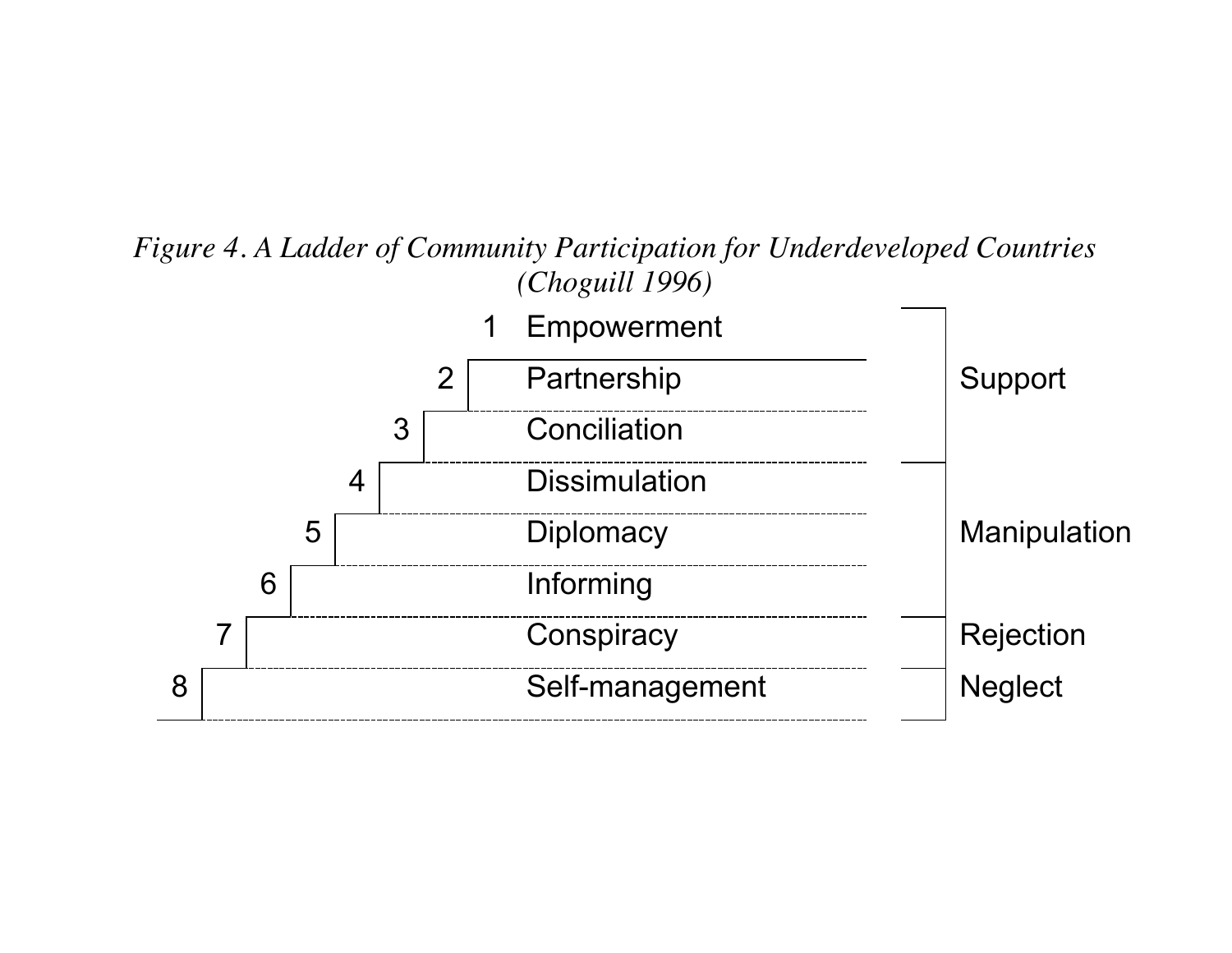*Figure 4. A Ladder of Community Participation for Underdeveloped Countries (Choguill 1996)*

| Rung | Level | Category |
|---|---|---|
| 1 | Empowerment | Support |
| 2 | Partnership | Support |
| 3 | Conciliation | Support |
| 4 | Dissimulation | Manipulation |
| 5 | Diplomacy | Manipulation |
| 6 | Informing | Manipulation |
| 7 | Conspiracy | Rejection |
| 8 | Self-management | Neglect |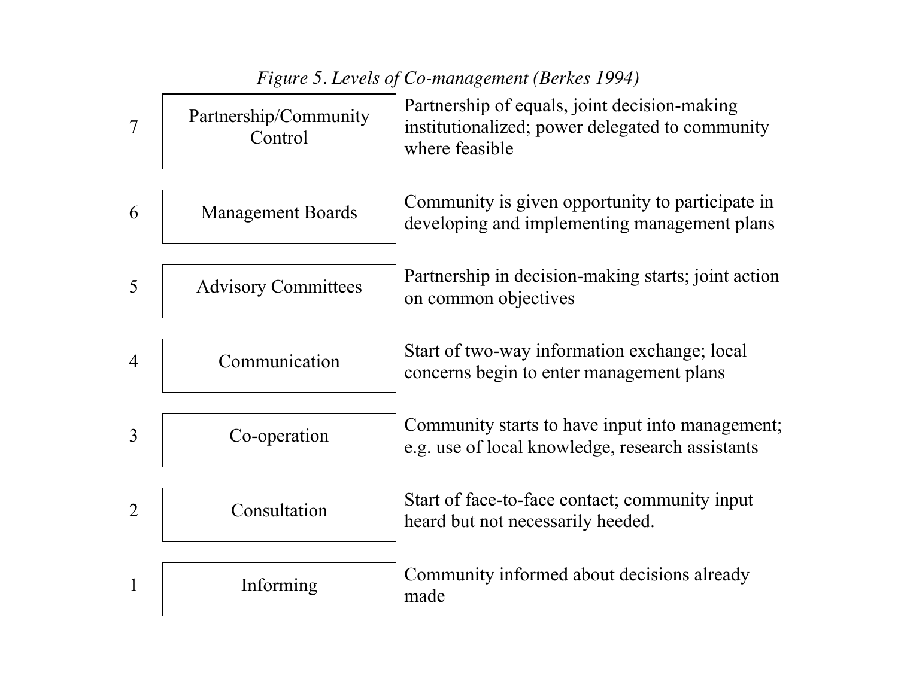*Figure 5. Levels of Co-management (Berkes 1994)*

| Level | Type | Description |
|---|---|---|
| 7 | Partnership/Community Control | Partnership of equals, joint decision-making institutionalized; power delegated to community where feasible |
| 6 | Management Boards | Community is given opportunity to participate in developing and implementing management plans |
| 5 | Advisory Committees | Partnership in decision-making starts; joint action on common objectives |
| 4 | Communication | Start of two-way information exchange; local concerns begin to enter management plans |
| 3 | Co-operation | Community starts to have input into management; e.g. use of local knowledge, research assistants |
| 2 | Consultation | Start of face-to-face contact; community input heard but not necessarily heeded. |
| 1 | Informing | Community informed about decisions already made |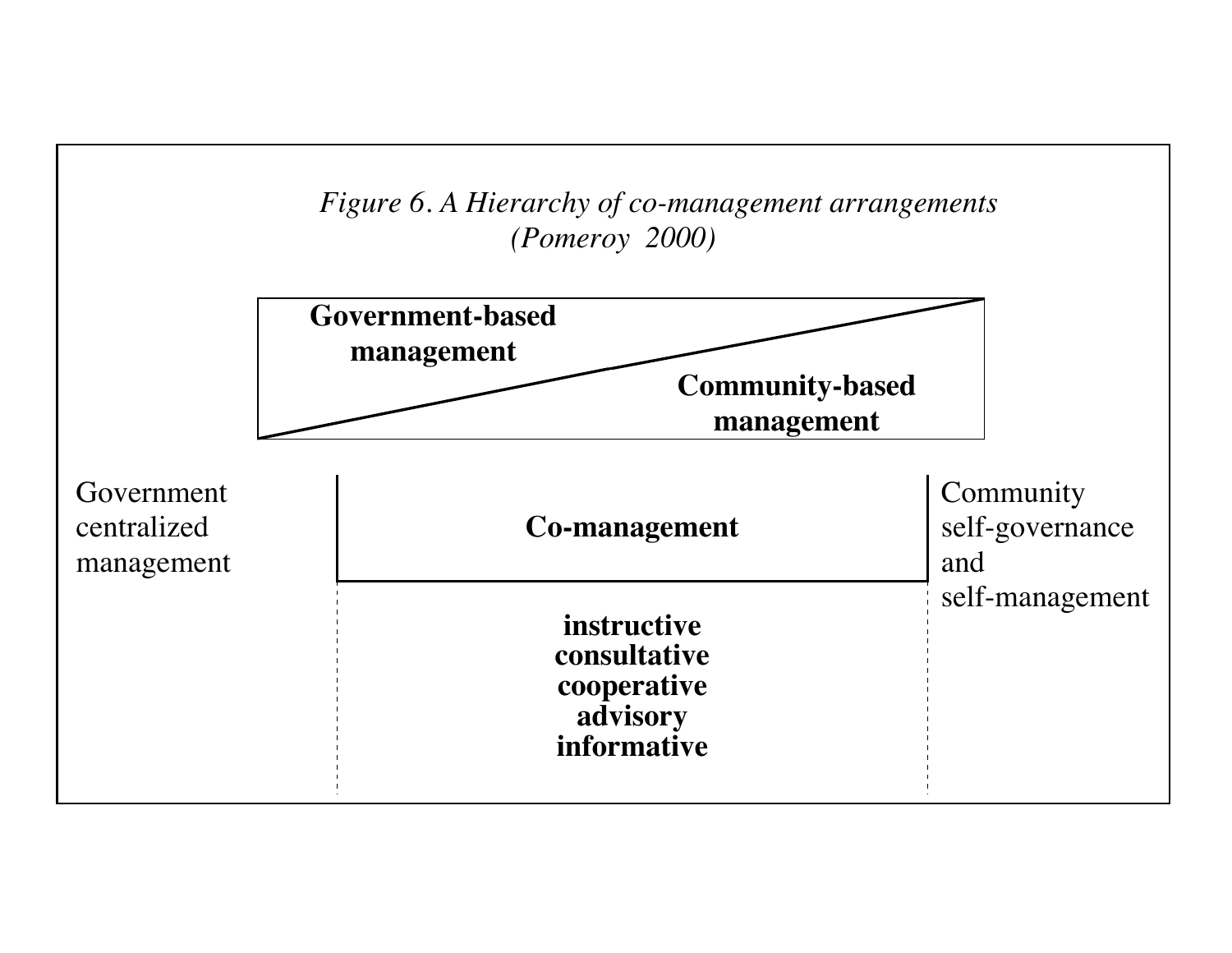*Figure 6. A Hierarchy of co-management arrangements (Pomeroy 2000)*

**Government-based management**

**Community-based management**

Government centralized management

**Co-management**

Community self-governance and self-management

**instructive**
**consultative**
**cooperative**
**advisory**
**informative**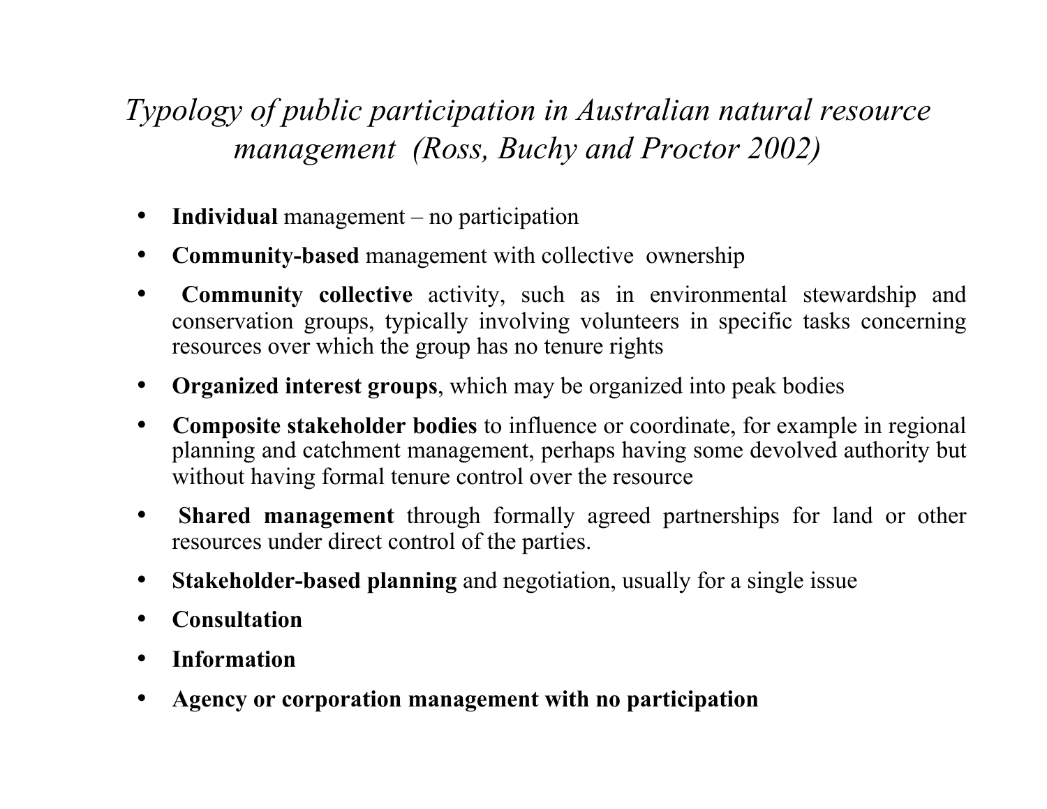## *Typology of public participation in Australian natural resource management (Ross, Buchy and Proctor 2002)*

- **Individual** management – no participation
- **Community-based** management with collective ownership
- **Community collective** activity, such as in environmental stewardship and conservation groups, typically involving volunteers in specific tasks concerning resources over which the group has no tenure rights
- **Organized interest groups**, which may be organized into peak bodies
- **Composite stakeholder bodies** to influence or coordinate, for example in regional planning and catchment management, perhaps having some devolved authority but without having formal tenure control over the resource
- **Shared management** through formally agreed partnerships for land or other resources under direct control of the parties.
- **Stakeholder-based planning** and negotiation, usually for a single issue
- **Consultation**
- **Information**
- **Agency or corporation management with no participation**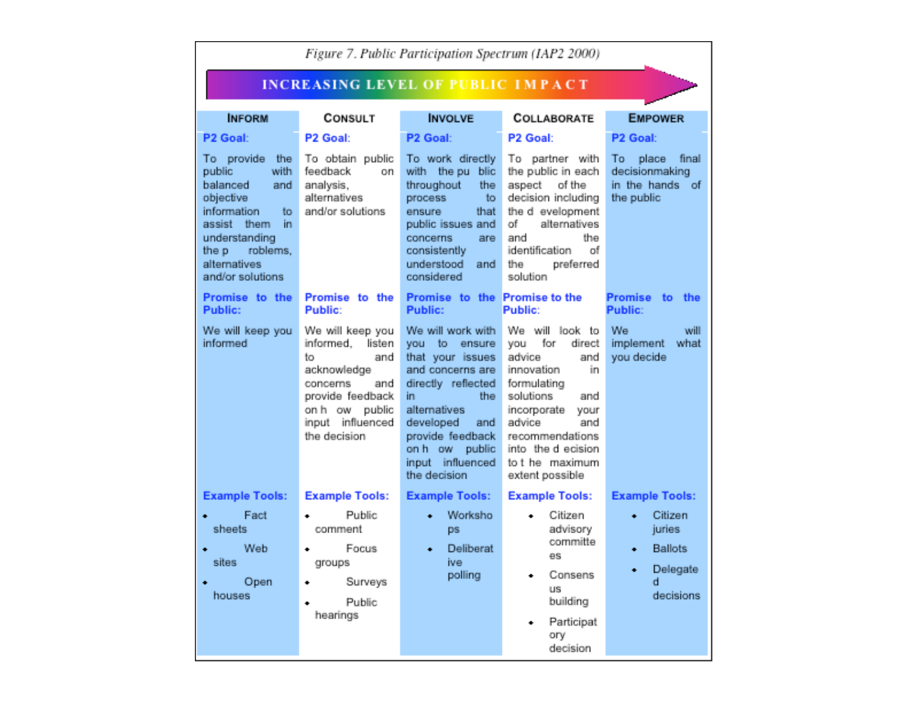*Figure 7. Public Participation Spectrum (IAP2 2000)*

INCREASING LEVEL OF PUBLIC IMPACT →

| Inform | Consult | Involve | Collaborate | Empower |
|---|---|---|---|---|
| **P2 Goal:** | **P2 Goal:** | **P2 Goal:** | **P2 Goal:** | **P2 Goal:** |
| To provide the public with balanced and objective information to assist them in understanding the problems, alternatives and/or solutions | To obtain public feedback on analysis, alternatives and/or solutions | To work directly with the public throughout the process to ensure that public issues and concerns are consistently understood and considered | To partner with the public in each aspect of the decision including the development of alternatives and the identification of the preferred solution | To place final decisionmaking in the hands of the public |
| **Promise to the Public:** | **Promise to the Public:** | **Promise to the Public:** | **Promise to the Public:** | **Promise to the Public:** |
| We will keep you informed | We will keep you informed, listen to and acknowledge concerns and provide feedback on how public input influenced the decision | We will work with you to ensure that your issues and concerns are directly reflected in the alternatives developed and provide feedback on how public input influenced the decision | We will look to you for direct advice and innovation in formulating solutions and incorporate your advice and recommendations into the decision to the maximum extent possible | We will implement what you decide |
| **Example Tools:** | **Example Tools:** | **Example Tools:** | **Example Tools:** | **Example Tools:** |
| • Fact sheets<br>• Web sites<br>• Open houses | • Public comment<br>• Focus groups<br>• Surveys<br>• Public hearings | • Workshops<br>• Deliberative polling | • Citizen advisory committees<br>• Consensus building<br>• Participatory decision | • Citizen juries<br>• Ballots<br>• Delegated decisions |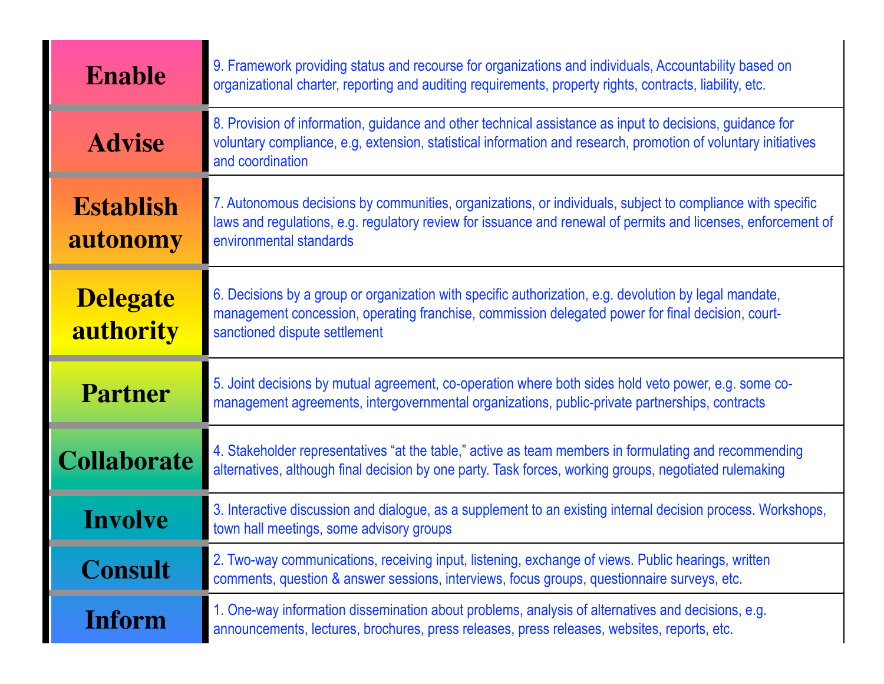| | |
|---|---|
| **Enable** | 9. Framework providing status and recourse for organizations and individuals, Accountability based on organizational charter, reporting and auditing requirements, property rights, contracts, liability, etc. |
| **Advise** | 8. Provision of information, guidance and other technical assistance as input to decisions, guidance for voluntary compliance, e.g, extension, statistical information and research, promotion of voluntary initiatives and coordination |
| **Establish autonomy** | 7. Autonomous decisions by communities, organizations, or individuals, subject to compliance with specific laws and regulations, e.g. regulatory review for issuance and renewal of permits and licenses, enforcement of environmental standards |
| **Delegate authority** | 6. Decisions by a group or organization with specific authorization, e.g. devolution by legal mandate, management concession, operating franchise, commission delegated power for final decision, court-sanctioned dispute settlement |
| **Partner** | 5. Joint decisions by mutual agreement, co-operation where both sides hold veto power, e.g. some co-management agreements, intergovernmental organizations, public-private partnerships, contracts |
| **Collaborate** | 4. Stakeholder representatives "at the table," active as team members in formulating and recommending alternatives, although final decision by one party. Task forces, working groups, negotiated rulemaking |
| **Involve** | 3. Interactive discussion and dialogue, as a supplement to an existing internal decision process. Workshops, town hall meetings, some advisory groups |
| **Consult** | 2. Two-way communications, receiving input, listening, exchange of views. Public hearings, written comments, question & answer sessions, interviews, focus groups, questionnaire surveys, etc. |
| **Inform** | 1. One-way information dissemination about problems, analysis of alternatives and decisions, e.g. announcements, lectures, brochures, press releases, press releases, websites, reports, etc. |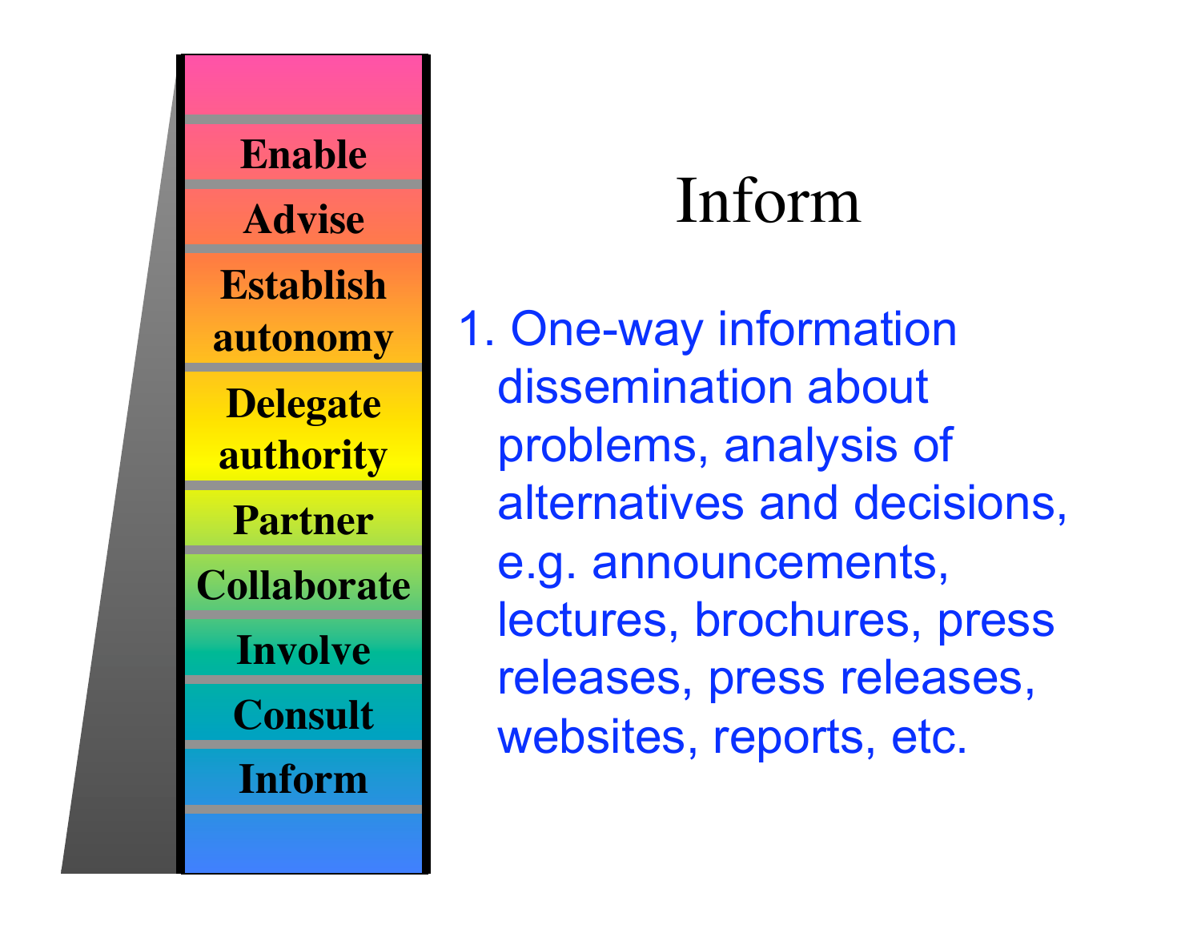# Inform

- Enable
- Advise
- Establish autonomy
- Delegate authority
- Partner
- Collaborate
- Involve
- Consult
- Inform

1. One-way information dissemination about problems, analysis of alternatives and decisions, e.g. announcements, lectures, brochures, press releases, press releases, websites, reports, etc.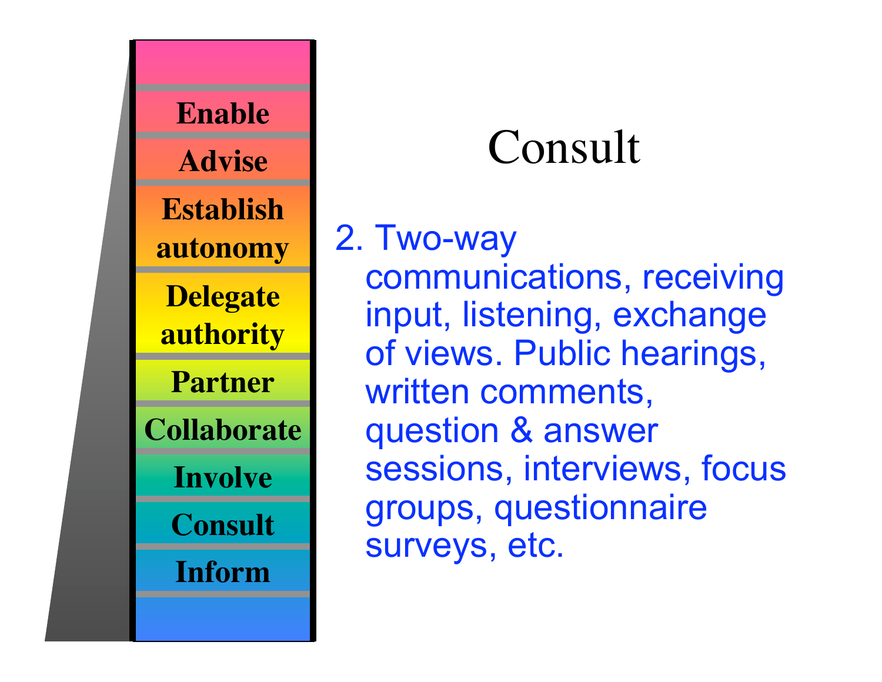# Consult

- Enable
- Advise
- Establish autonomy
- Delegate authority
- Partner
- Collaborate
- Involve
- Consult
- Inform

2. Two-way communications, receiving input, listening, exchange of views. Public hearings, written comments, question & answer sessions, interviews, focus groups, questionnaire surveys, etc.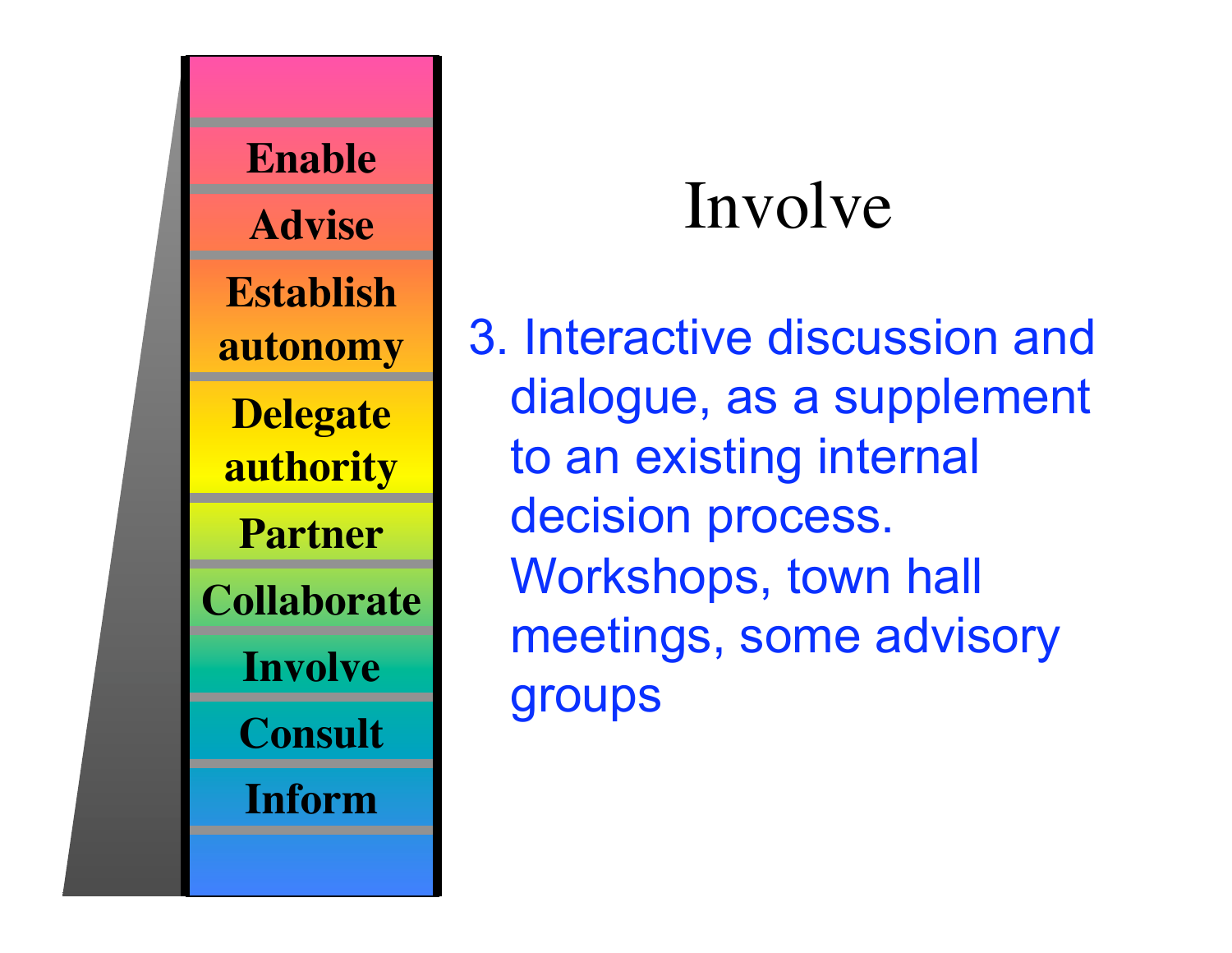# Involve

- Enable
- Advise
- Establish autonomy
- Delegate authority
- Partner
- Collaborate
- Involve
- Consult
- Inform

3. Interactive discussion and dialogue, as a supplement to an existing internal decision process. Workshops, town hall meetings, some advisory groups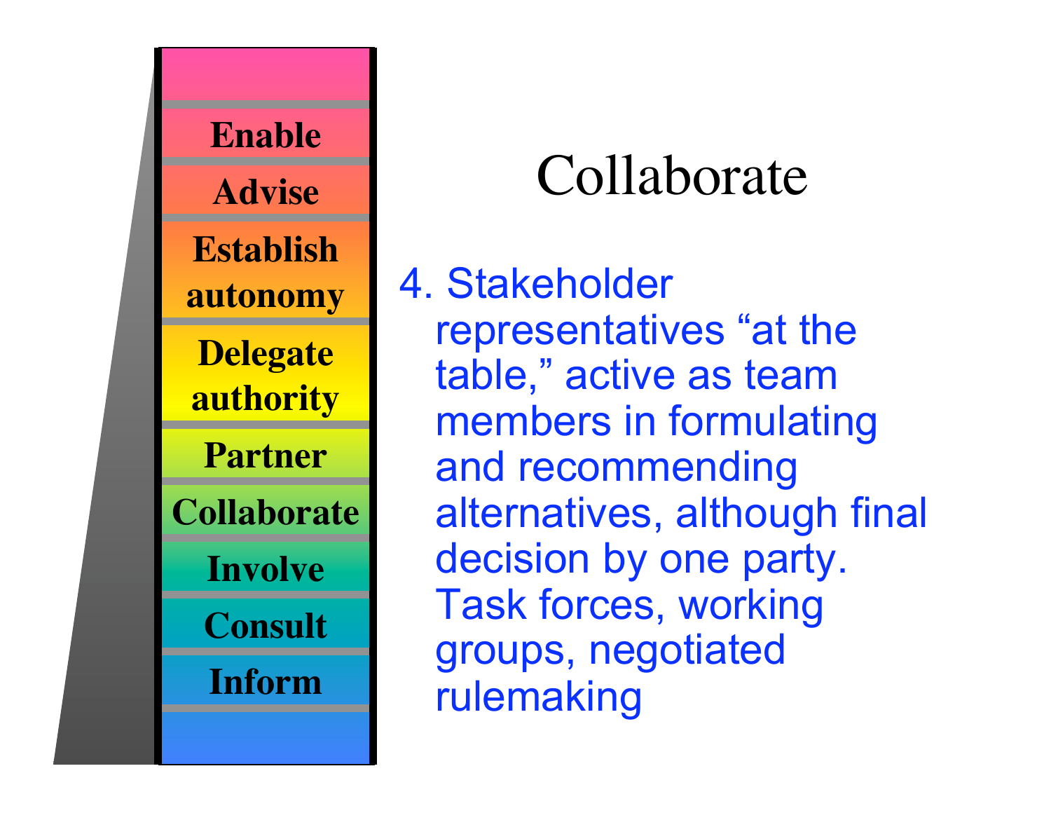- Enable
- Advise
- Establish autonomy
- Delegate authority
- Partner
- Collaborate
- Involve
- Consult
- Inform

# Collaborate

4. Stakeholder representatives “at the table,” active as team members in formulating and recommending alternatives, although final decision by one party. Task forces, working groups, negotiated rulemaking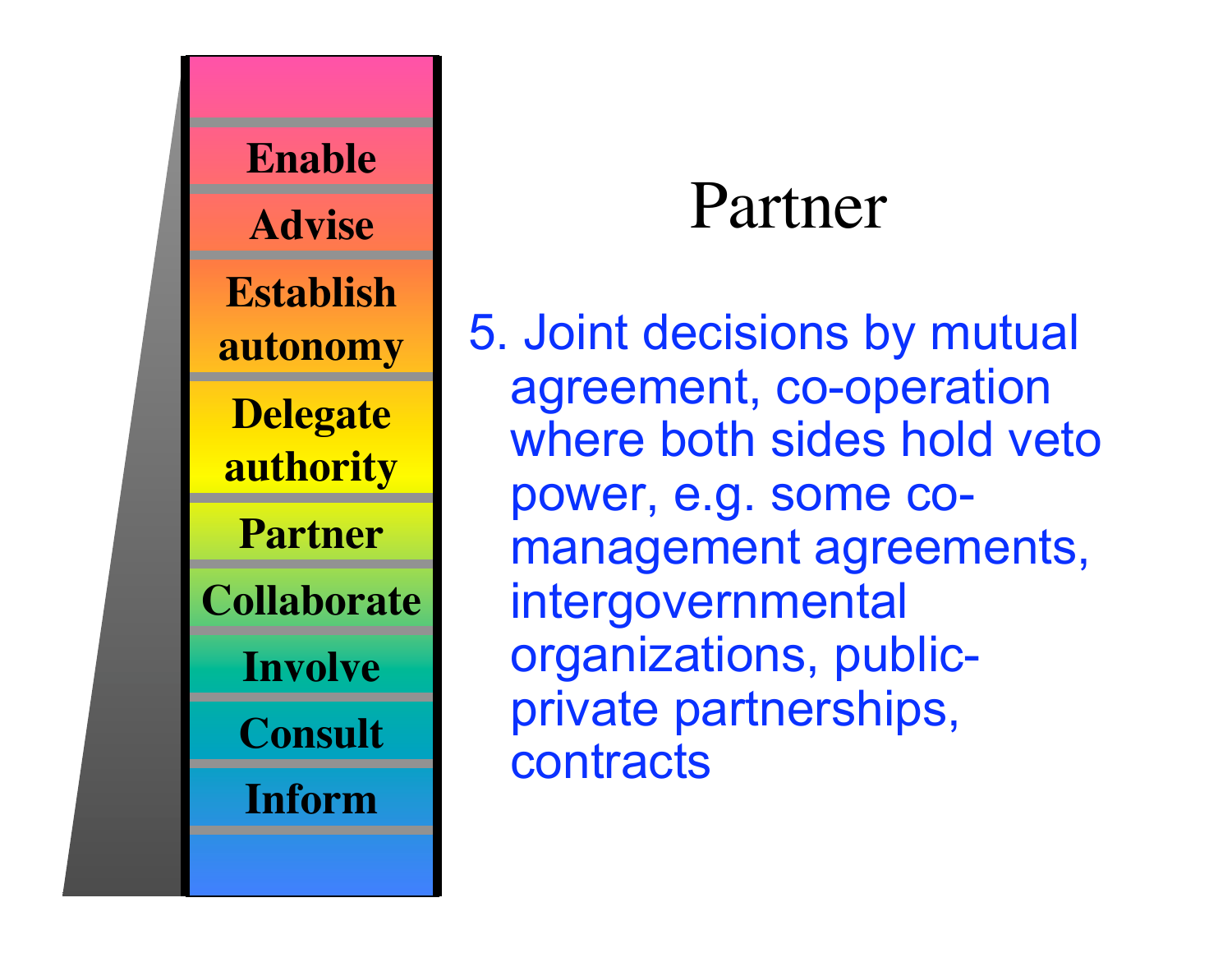- Enable
- Advise
- Establish autonomy
- Delegate authority
- Partner
- Collaborate
- Involve
- Consult
- Inform

# Partner

5. Joint decisions by mutual agreement, co-operation where both sides hold veto power, e.g. some co-management agreements, intergovernmental organizations, public-private partnerships, contracts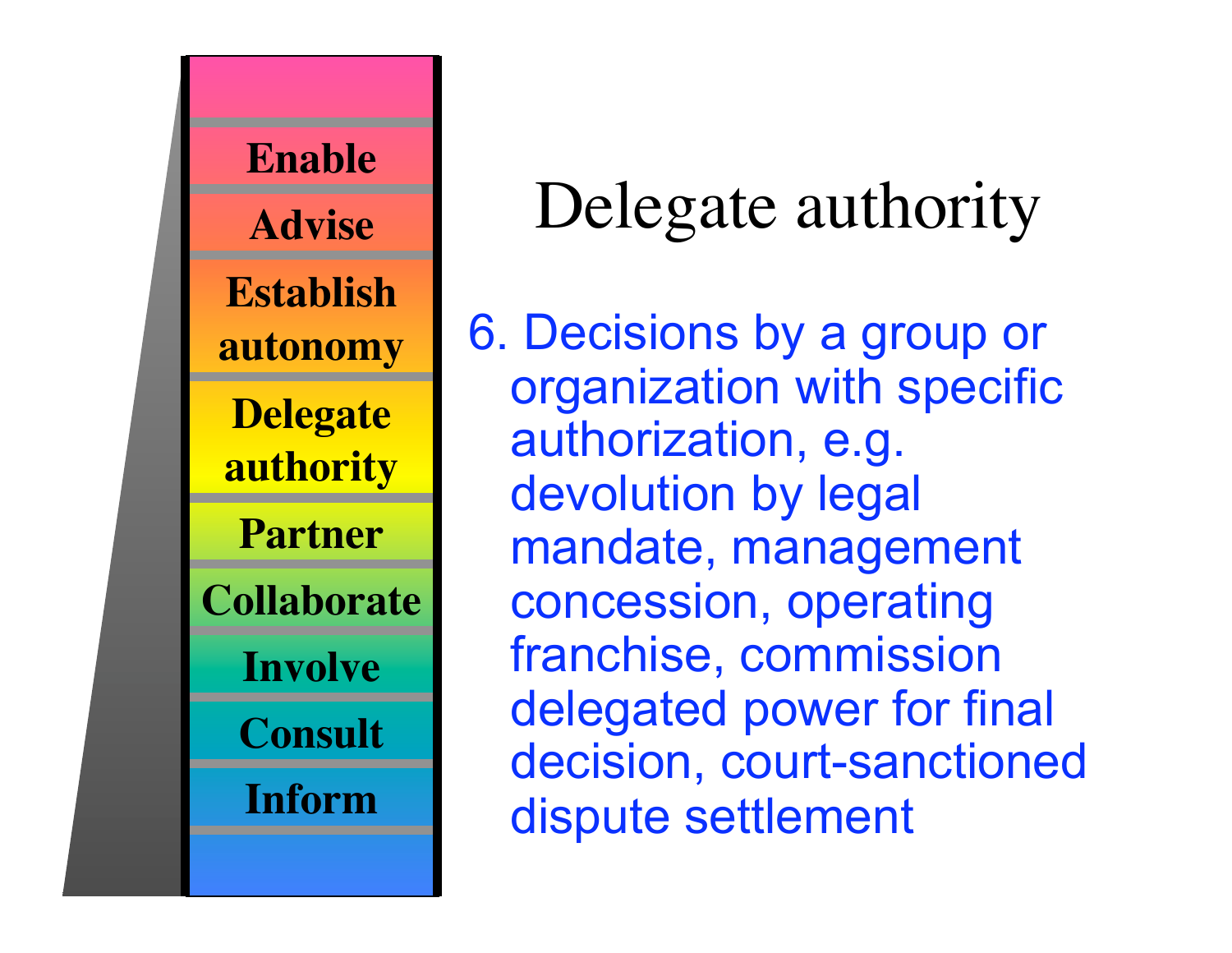- Enable
- Advise
- Establish autonomy
- Delegate authority
- Partner
- Collaborate
- Involve
- Consult
- Inform

# Delegate authority

6. Decisions by a group or organization with specific authorization, e.g. devolution by legal mandate, management concession, operating franchise, commission delegated power for final decision, court-sanctioned dispute settlement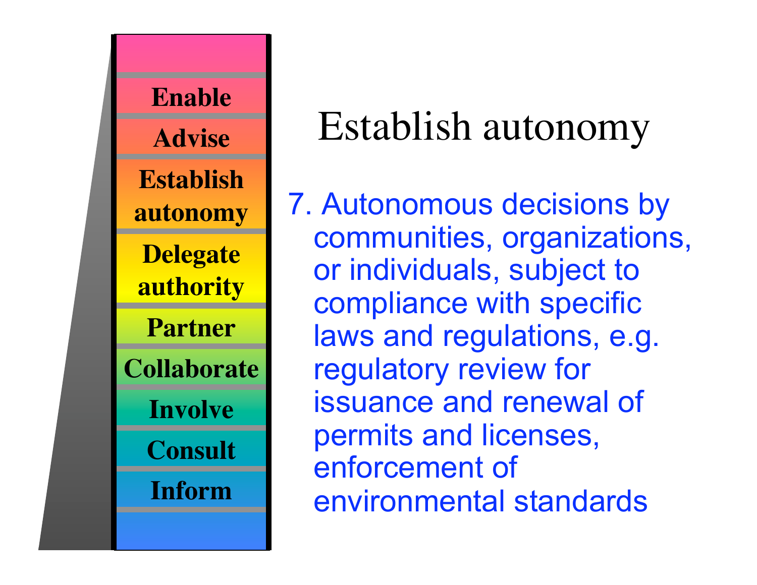- Enable
- Advise
- Establish autonomy
- Delegate authority
- Partner
- Collaborate
- Involve
- Consult
- Inform

# Establish autonomy

7. Autonomous decisions by communities, organizations, or individuals, subject to compliance with specific laws and regulations, e.g. regulatory review for issuance and renewal of permits and licenses, enforcement of environmental standards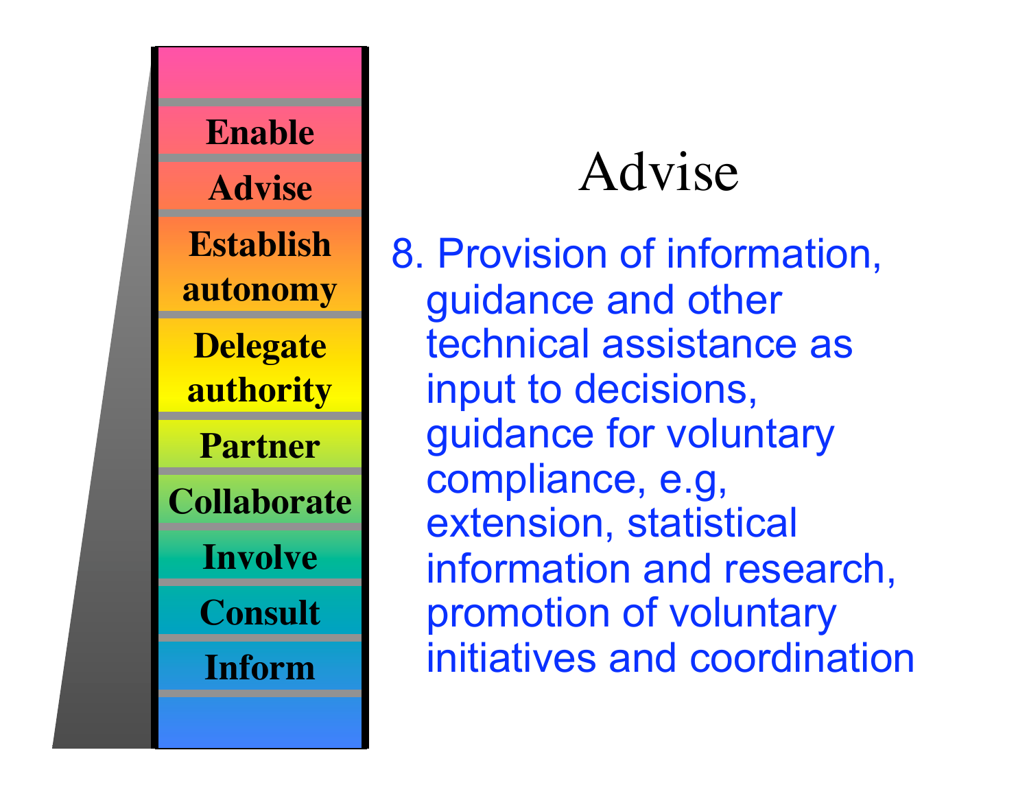Enable

Advise

Establish autonomy

Delegate authority

Partner

Collaborate

Involve

Consult

Inform

# Advise

8. Provision of information, guidance and other technical assistance as input to decisions, guidance for voluntary compliance, e.g, extension, statistical information and research, promotion of voluntary initiatives and coordination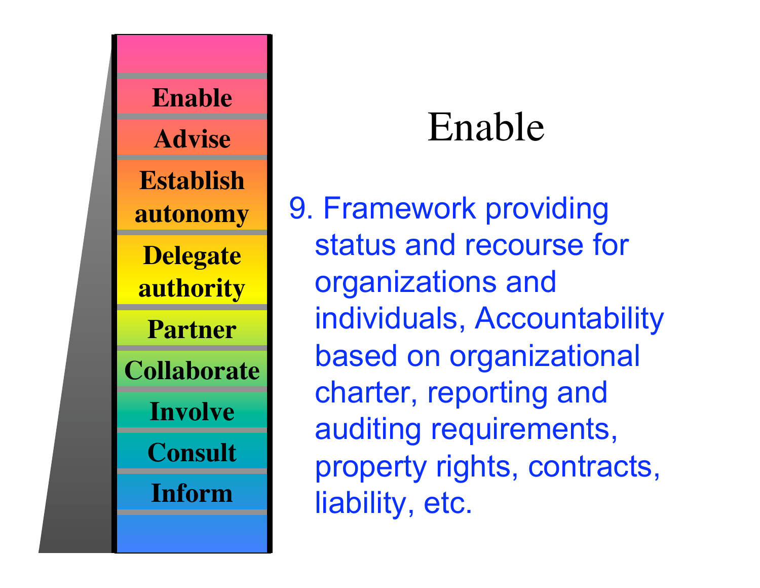Enable

Advise

Establish autonomy

Delegate authority

Partner

Collaborate

Involve

Consult

Inform

# Enable

9. Framework providing status and recourse for organizations and individuals, Accountability based on organizational charter, reporting and auditing requirements, property rights, contracts, liability, etc.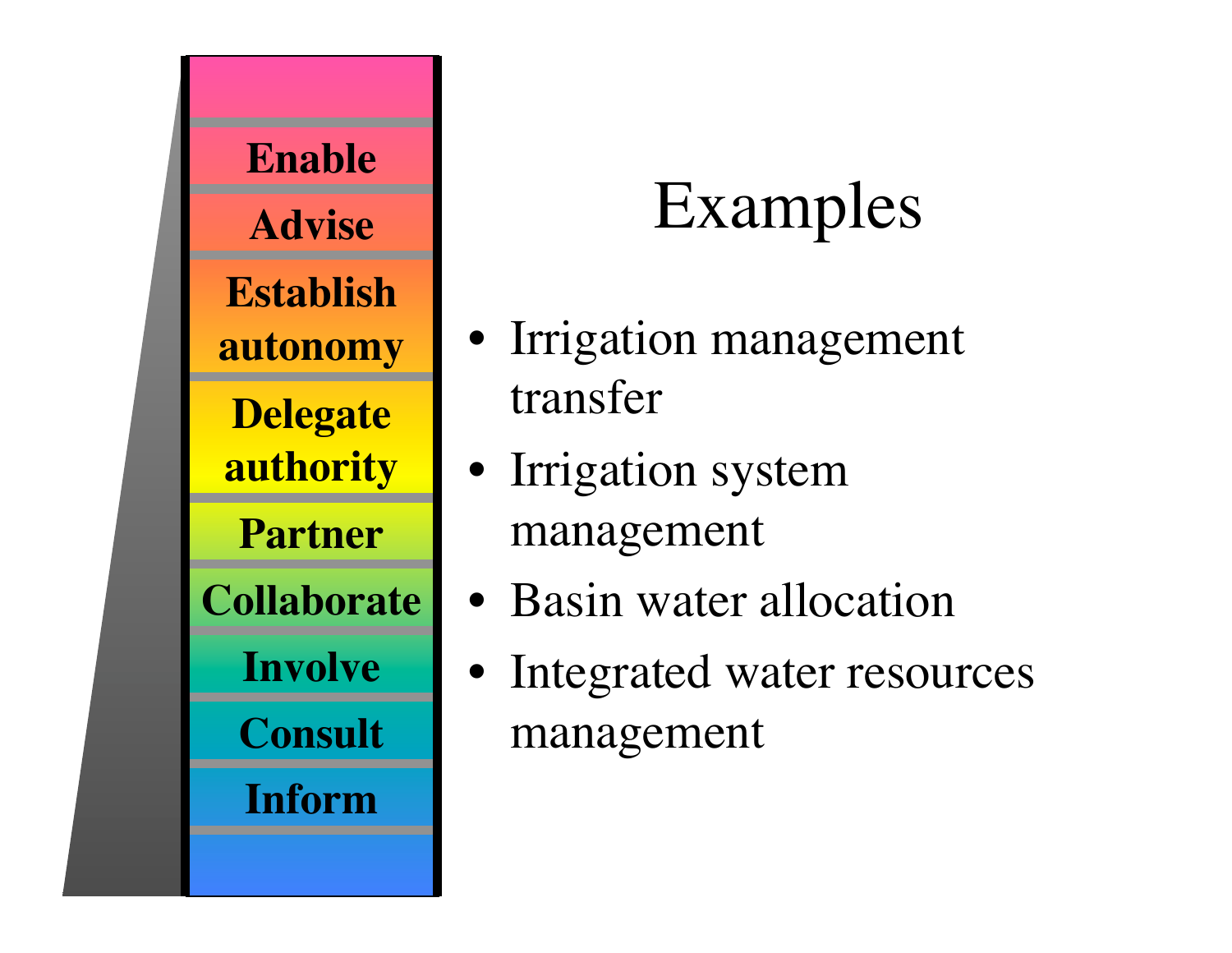Enable

Advise

Establish autonomy

Delegate authority

Partner

Collaborate

Involve

Consult

Inform

# Examples

- Irrigation management transfer
- Irrigation system management
- Basin water allocation
- Integrated water resources management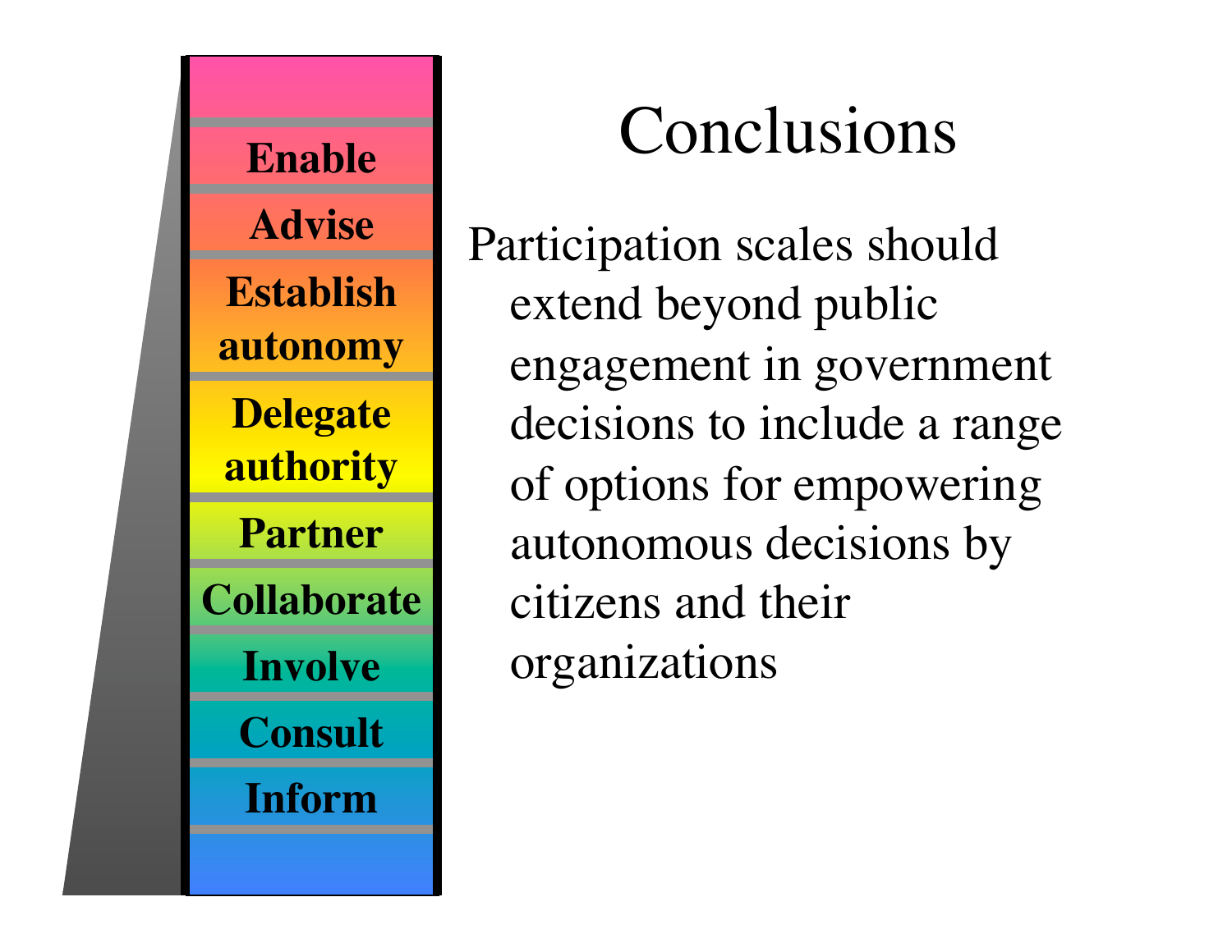Enable

Advise

Establish autonomy

Delegate authority

Partner

Collaborate

Involve

Consult

Inform

# Conclusions

Participation scales should extend beyond public engagement in government decisions to include a range of options for empowering autonomous decisions by citizens and their organizations